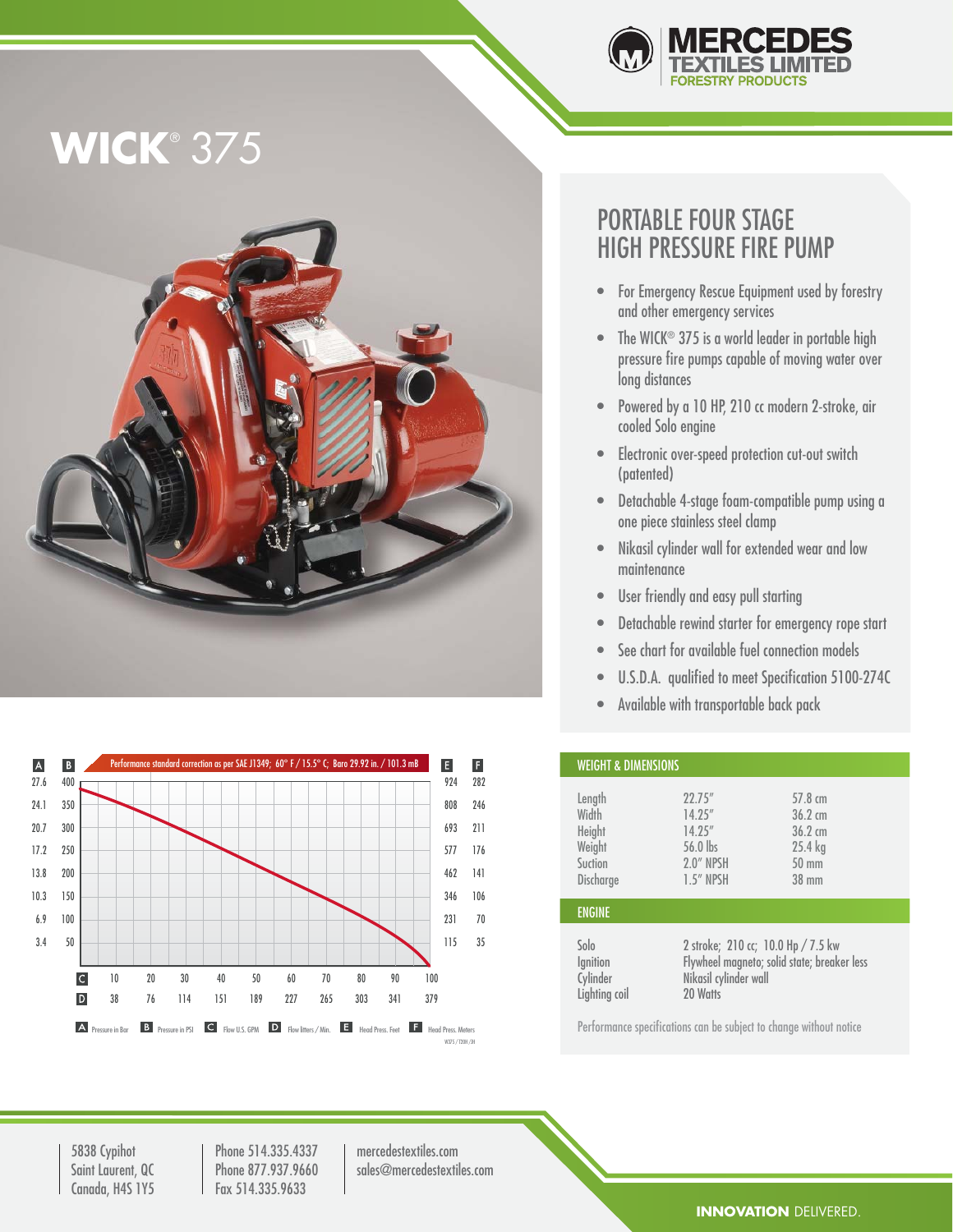MERCEDES TEXTILES LIMITED
FORESTRY PRODUCTS

# WICK® 375

## PORTABLE FOUR STAGE HIGH PRESSURE FIRE PUMP

- For Emergency Rescue Equipment used by forestry and other emergency services
- The WICK® 375 is a world leader in portable high pressure fire pumps capable of moving water over long distances
- Powered by a 10 HP, 210 cc modern 2-stroke, air cooled Solo engine
- Electronic over-speed protection cut-out switch (patented)
- Detachable 4-stage foam-compatible pump using a one piece stainless steel clamp
- Nikasil cylinder wall for extended wear and low maintenance
- User friendly and easy pull starting
- Detachable rewind starter for emergency rope start
- See chart for available fuel connection models
- U.S.D.A. qualified to meet Specification 5100-274C
- Available with transportable back pack

Performance standard correction as per SAE J1349; 60° F / 15.5° C; Baro 29.92 in. / 101.3 mB

| A | B | E | F |
|---|---|---|---|
| 27.6 | 400 | 924 | 282 |
| 24.1 | 350 | 808 | 246 |
| 20.7 | 300 | 693 | 211 |
| 17.2 | 250 | 577 | 176 |
| 13.8 | 200 | 462 | 141 |
| 10.3 | 150 | 346 | 106 |
| 6.9 | 100 | 231 | 70 |
| 3.4 | 50 | 115 | 35 |

| C | 10 | 20 | 30 | 40 | 50 | 60 | 70 | 80 | 90 | 100 |
|---|---|---|---|---|---|---|---|---|---|---|
| D | 38 | 76 | 114 | 151 | 189 | 227 | 265 | 303 | 341 | 379 |

A Pressure in Bar  B Pressure in PSI  C Flow U.S. GPM  D Flow litters / Min.  E Head Press. Feet  F Head Press. Meters

W375 / T20H / 3H

### WEIGHT & DIMENSIONS

| | | |
|---|---|---|
| Length | 22.75" | 57.8 cm |
| Width | 14.25" | 36.2 cm |
| Height | 14.25" | 36.2 cm |
| Weight | 56.0 lbs | 25.4 kg |
| Suction | 2.0" NPSH | 50 mm |
| Discharge | 1.5" NPSH | 38 mm |

### ENGINE

| | |
|---|---|
| Solo | 2 stroke; 210 cc; 10.0 Hp / 7.5 kw |
| Ignition | Flywheel magneto; solid state; breaker less |
| Cylinder | Nikasil cylinder wall |
| Lighting coil | 20 Watts |

Performance specifications can be subject to change without notice

5838 Cypihot
Saint Laurent, QC
Canada, H4S 1Y5

Phone 514.335.4337
Phone 877.937.9660
Fax 514.335.9633

mercedestextiles.com
sales@mercedestextiles.com

**INNOVATION** DELIVERED.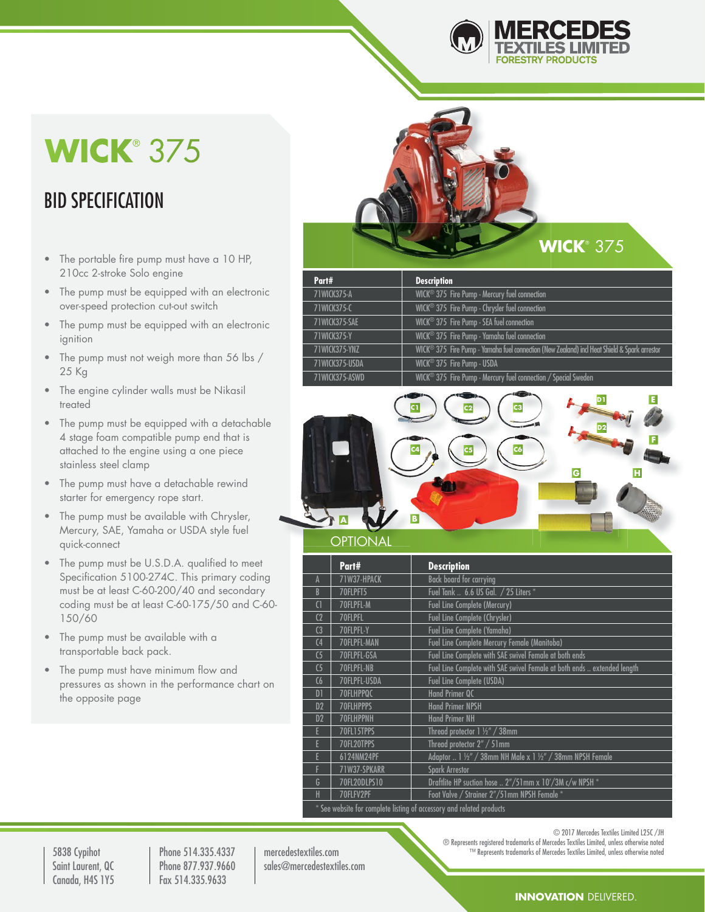MERCEDES TEXTILES LIMITED
FORESTRY PRODUCTS

# WICK® 375

## BID SPECIFICATION

- The portable fire pump must have a 10 HP, 210cc 2-stroke Solo engine
- The pump must be equipped with an electronic over-speed protection cut-out switch
- The pump must be equipped with an electronic ignition
- The pump must not weigh more than 56 lbs / 25 Kg
- The engine cylinder walls must be Nikasil treated
- The pump must be equipped with a detachable 4 stage foam compatible pump end that is attached to the engine using a one piece stainless steel clamp
- The pump must have a detachable rewind starter for emergency rope start.
- The pump must be available with Chrysler, Mercury, SAE, Yamaha or USDA style fuel quick-connect
- The pump must be U.S.D.A. qualified to meet Specification 5100-274C. This primary coding must be at least C-60-200/40 and secondary coding must be at least C-60-175/50 and C-60-150/60
- The pump must be available with a transportable back pack.
- The pump must have minimum flow and pressures as shown in the performance chart on the opposite page

WICK® 375

| Part# | Description |
| --- | --- |
| 71WICK375-A | WICK® 375 Fire Pump - Mercury fuel connection |
| 71WICK375-C | WICK® 375 Fire Pump - Chrysler fuel connection |
| 71WICK375-SAE | WICK® 375 Fire Pump - SEA fuel connection |
| 71WICK375-Y | WICK® 375 Fire Pump - Yamaha fuel connection |
| 71WICK375-YNZ | WICK® 375 Fire Pump - Yamaha fuel connection (New Zealand) incl Heat Shield & Spark arrestor |
| 71WICK375-USDA | WICK® 375 Fire Pump - USDA |
| 71WICK375-ASWD | WICK® 375 Fire Pump - Mercury fuel connection / Special Sweden |

OPTIONAL

| | Part# | Description |
| --- | --- | --- |
| A | 71W37-HPACK | Back board for carrying |
| B | 70FLPFT5 | Fuel Tank .. 6.6 US Gal. / 25 Liters * |
| C1 | 70FLPFL-M | Fuel Line Complete (Mercury) |
| C2 | 70FLPFL | Fuel Line Complete (Chrysler) |
| C3 | 70FLPFL-Y | Fuel Line Complete (Yamaha) |
| C4 | 70FLPFL-MAN | Fuel Line Complete Mercury Female (Manitoba) |
| C5 | 70FLPFL-GSA | Fuel Line Complete with SAE swivel Female at both ends |
| C5 | 70FLPFL-NB | Fuel Line Complete with SAE swivel Female at both ends .. extended length |
| C6 | 70FLPFL-USDA | Fuel Line Complete (USDA) |
| D1 | 70FLHPPQC | Hand Primer QC |
| D2 | 70FLHPPPS | Hand Primer NPSH |
| D2 | 70FLHPPNH | Hand Primer NH |
| E | 70FL15TPPS | Thread protector 1 ½" / 38mm |
| E | 70FL20TPPS | Thread protector 2" / 51mm |
| E | 6124NM24PF | Adaptor .. 1 ½" / 38mm NH Male x 1 ½" / 38mm NPSH Female |
| F | 71W37-SPKARR | Spark Arrestor |
| G | 70FL20DLPS10 | Draftlite HP suction hose .. 2"/51mm x 10'/3M c/w NPSH * |
| H | 70FLFV2PF | Foot Valve / Strainer 2"/51mm NPSH Female * |

\* See website for complete listing of accessory and related products

5838 Cypihot
Saint Laurent, QC
Canada, H4S 1Y5

Phone 514.335.4337
Phone 877.937.9660
Fax 514.335.9633

mercedestextiles.com
sales@mercedestextiles.com

© 2017 Mercedes Textiles Limited L25C /JH
® Represents registered trademarks of Mercedes Textiles Limited, unless otherwise noted
™ Represents trademarks of Mercedes Textiles Limited, unless otherwise noted

**INNOVATION** DELIVERED.